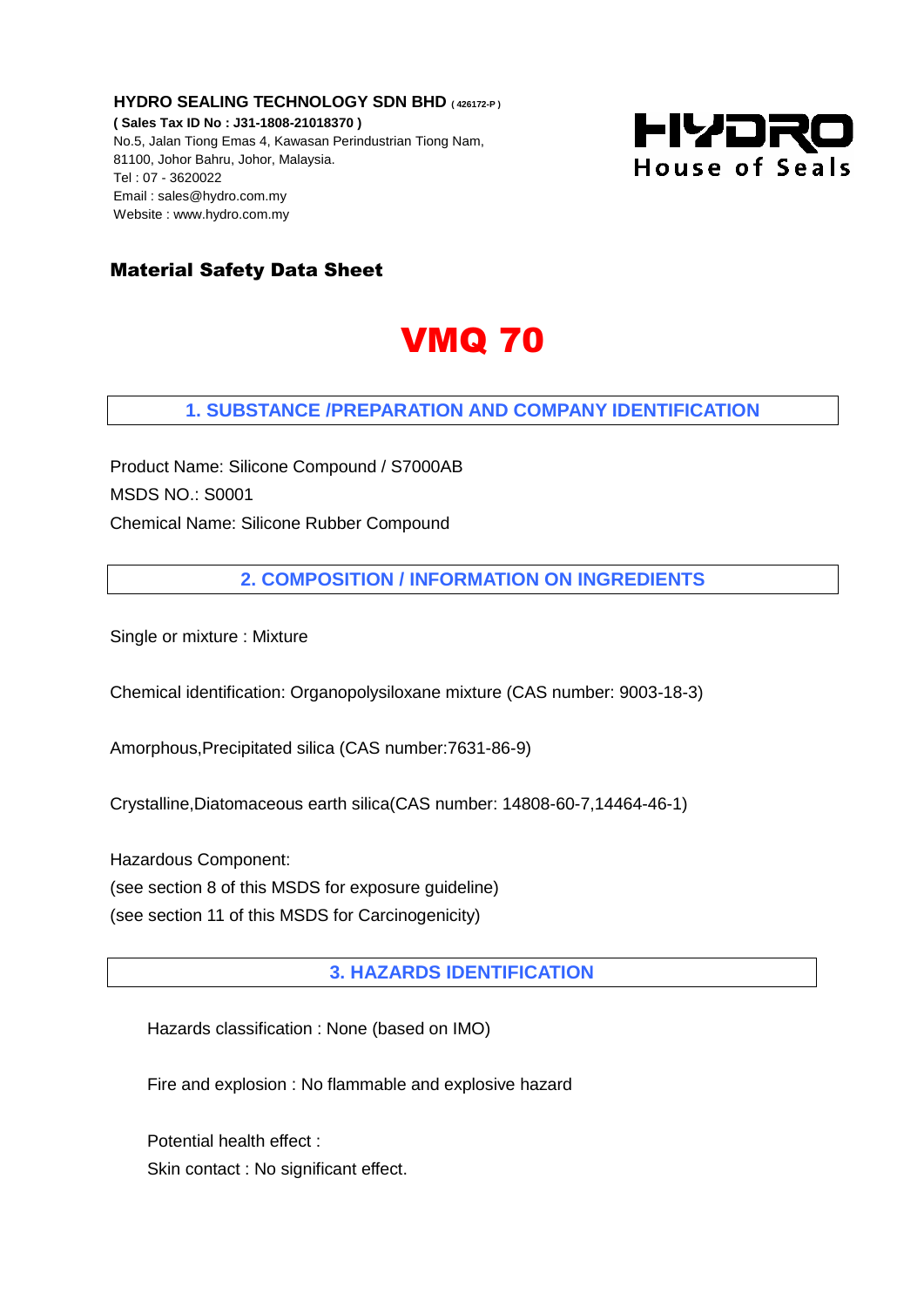**HYDRO SEALING TECHNOLOGY SDN BHD** ( 426172-P )
**( Sales Tax ID No : J31-1808-21018370 )**
No.5, Jalan Tiong Emas 4, Kawasan Perindustrian Tiong Nam,
81100, Johor Bahru, Johor, Malaysia.
Tel : 07 - 3620022
Email : sales@hydro.com.my
Website : www.hydro.com.my

HYDRO House of Seals

**Material Safety Data Sheet**

# VMQ 70

## 1. SUBSTANCE /PREPARATION AND COMPANY IDENTIFICATION

Product Name: Silicone Compound / S7000AB
MSDS NO.: S0001
Chemical Name: Silicone Rubber Compound

## 2. COMPOSITION / INFORMATION ON INGREDIENTS

Single or mixture : Mixture

Chemical identification: Organopolysiloxane mixture (CAS number: 9003-18-3)

Amorphous,Precipitated silica (CAS number:7631-86-9)

Crystalline,Diatomaceous earth silica(CAS number: 14808-60-7,14464-46-1)

Hazardous Component:
(see section 8 of this MSDS for exposure guideline)
(see section 11 of this MSDS for Carcinogenicity)

## 3. HAZARDS IDENTIFICATION

Hazards classification : None (based on IMO)

Fire and explosion : No flammable and explosive hazard

Potential health effect :
Skin contact : No significant effect.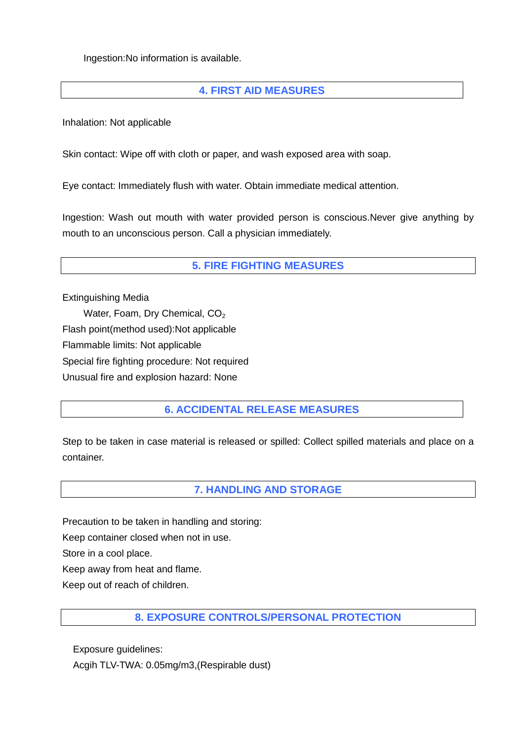Ingestion:No information is available.

## 4. FIRST AID MEASURES

Inhalation: Not applicable

Skin contact: Wipe off with cloth or paper, and wash exposed area with soap.

Eye contact: Immediately flush with water. Obtain immediate medical attention.

Ingestion: Wash out mouth with water provided person is conscious.Never give anything by mouth to an unconscious person. Call a physician immediately.

## 5. FIRE FIGHTING MEASURES

Extinguishing Media

Water, Foam, Dry Chemical, $CO_2$

Flash point(method used):Not applicable

Flammable limits: Not applicable

Special fire fighting procedure: Not required

Unusual fire and explosion hazard: None

## 6. ACCIDENTAL RELEASE MEASURES

Step to be taken in case material is released or spilled: Collect spilled materials and place on a container.

## 7. HANDLING AND STORAGE

Precaution to be taken in handling and storing:

Keep container closed when not in use.

Store in a cool place.

Keep away from heat and flame.

Keep out of reach of children.

## 8. EXPOSURE CONTROLS/PERSONAL PROTECTION

Exposure guidelines:

Acgih TLV-TWA: 0.05mg/m3,(Respirable dust)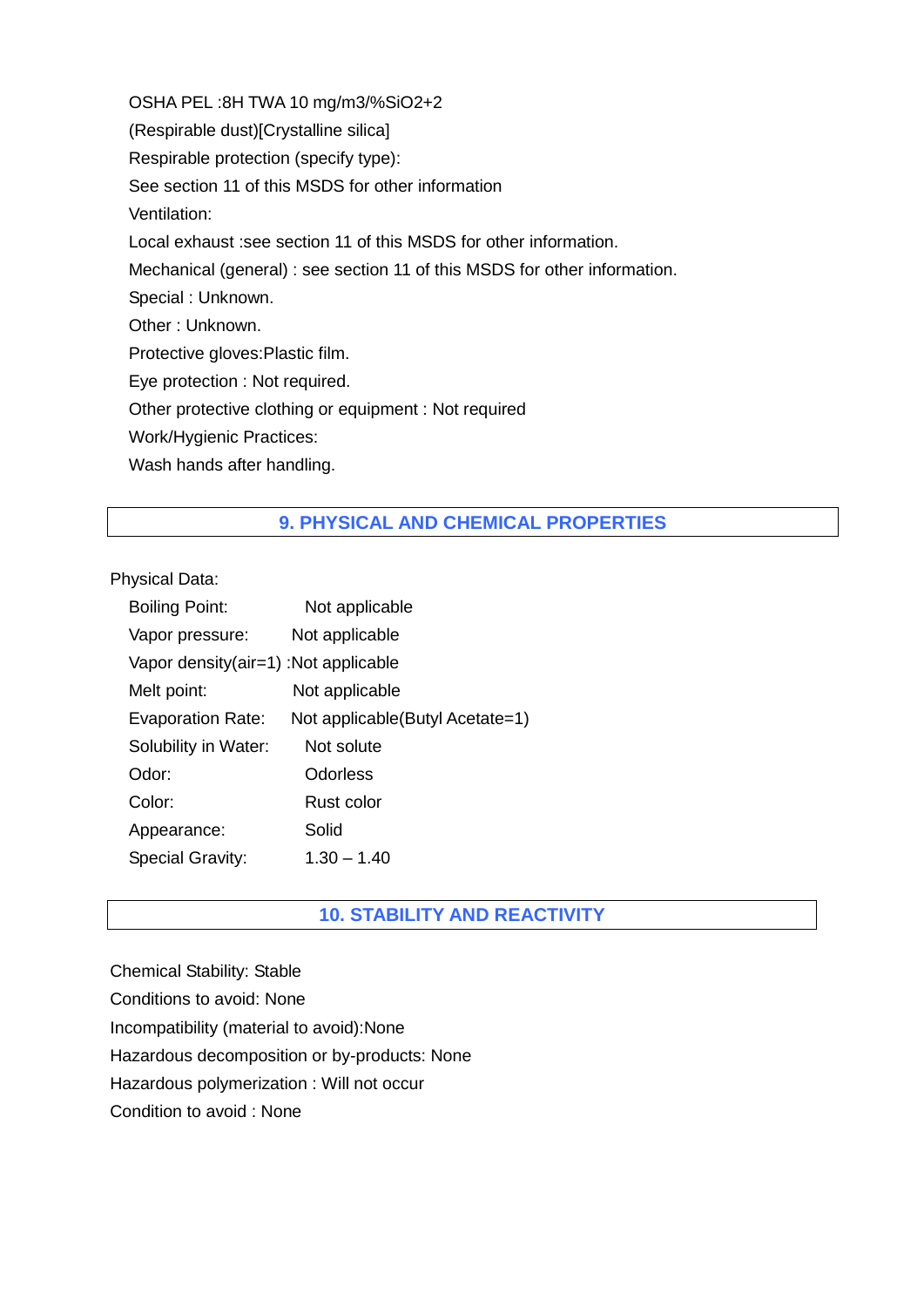OSHA PEL :8H TWA 10 mg/m3/%SiO2+2

(Respirable dust)[Crystalline silica]

Respirable protection (specify type):

See section 11 of this MSDS for other information

Ventilation:

Local exhaust :see section 11 of this MSDS for other information.

Mechanical (general) : see section 11 of this MSDS for other information.

Special : Unknown.

Other : Unknown.

Protective gloves:Plastic film.

Eye protection : Not required.

Other protective clothing or equipment : Not required

Work/Hygienic Practices:

Wash hands after handling.

## 9. PHYSICAL AND CHEMICAL PROPERTIES

Physical Data:

| | |
|---|---|
| Boiling Point: | Not applicable |
| Vapor pressure: | Not applicable |
| Vapor density(air=1) : | Not applicable |
| Melt point: | Not applicable |
| Evaporation Rate: | Not applicable(Butyl Acetate=1) |
| Solubility in Water: | Not solute |
| Odor: | Odorless |
| Color: | Rust color |
| Appearance: | Solid |
| Special Gravity: | 1.30 – 1.40 |

## 10. STABILITY AND REACTIVITY

Chemical Stability: Stable

Conditions to avoid: None

Incompatibility (material to avoid):None

Hazardous decomposition or by-products: None

Hazardous polymerization : Will not occur

Condition to avoid : None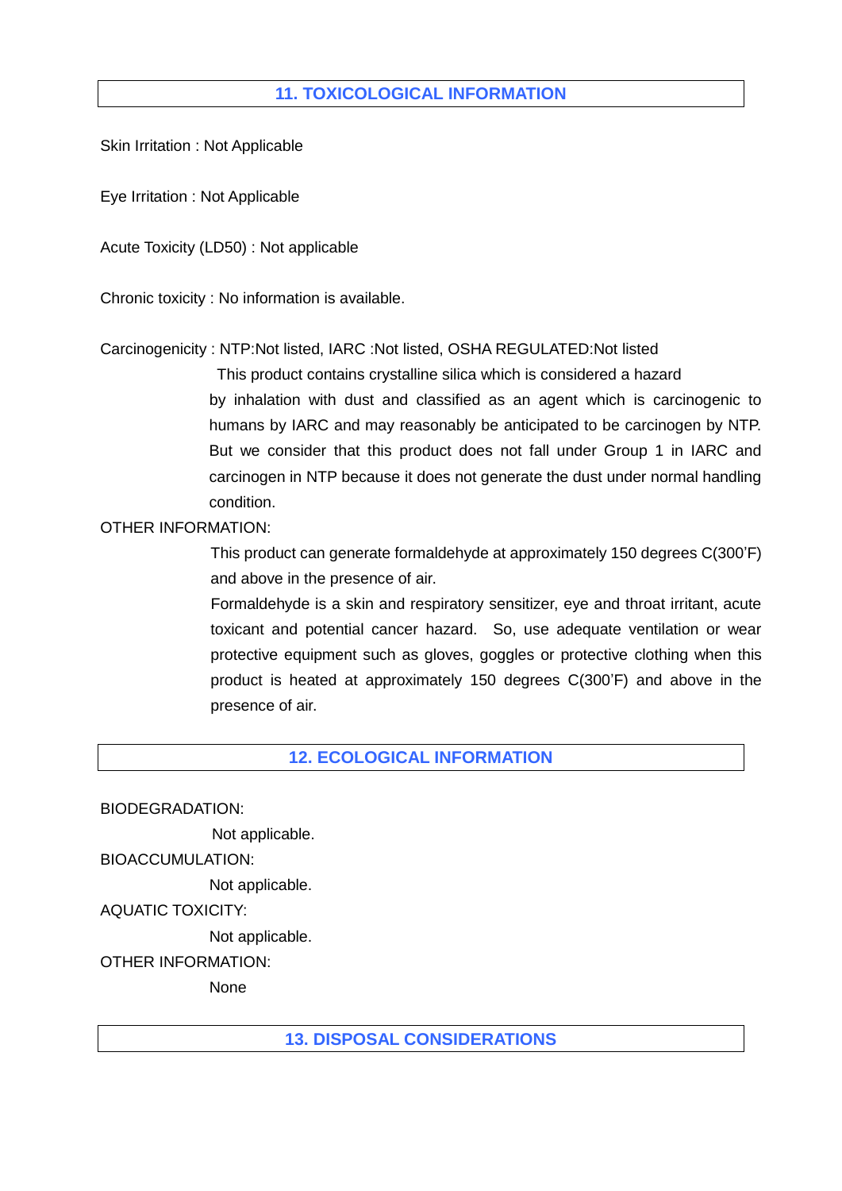## 11. TOXICOLOGICAL INFORMATION

Skin Irritation : Not Applicable

Eye Irritation : Not Applicable

Acute Toxicity (LD50) : Not applicable

Chronic toxicity : No information is available.

Carcinogenicity : NTP:Not listed, IARC :Not listed, OSHA REGULATED:Not listed

This product contains crystalline silica which is considered a hazard by inhalation with dust and classified as an agent which is carcinogenic to humans by IARC and may reasonably be anticipated to be carcinogen by NTP. But we consider that this product does not fall under Group 1 in IARC and carcinogen in NTP because it does not generate the dust under normal handling condition.

OTHER INFORMATION:

This product can generate formaldehyde at approximately 150 degrees C(300'F) and above in the presence of air.

Formaldehyde is a skin and respiratory sensitizer, eye and throat irritant, acute toxicant and potential cancer hazard. So, use adequate ventilation or wear protective equipment such as gloves, goggles or protective clothing when this product is heated at approximately 150 degrees C(300'F) and above in the presence of air.

## 12. ECOLOGICAL INFORMATION

BIODEGRADATION:

Not applicable.

BIOACCUMULATION:

Not applicable.

AQUATIC TOXICITY:

Not applicable.

OTHER INFORMATION:

None

## 13. DISPOSAL CONSIDERATIONS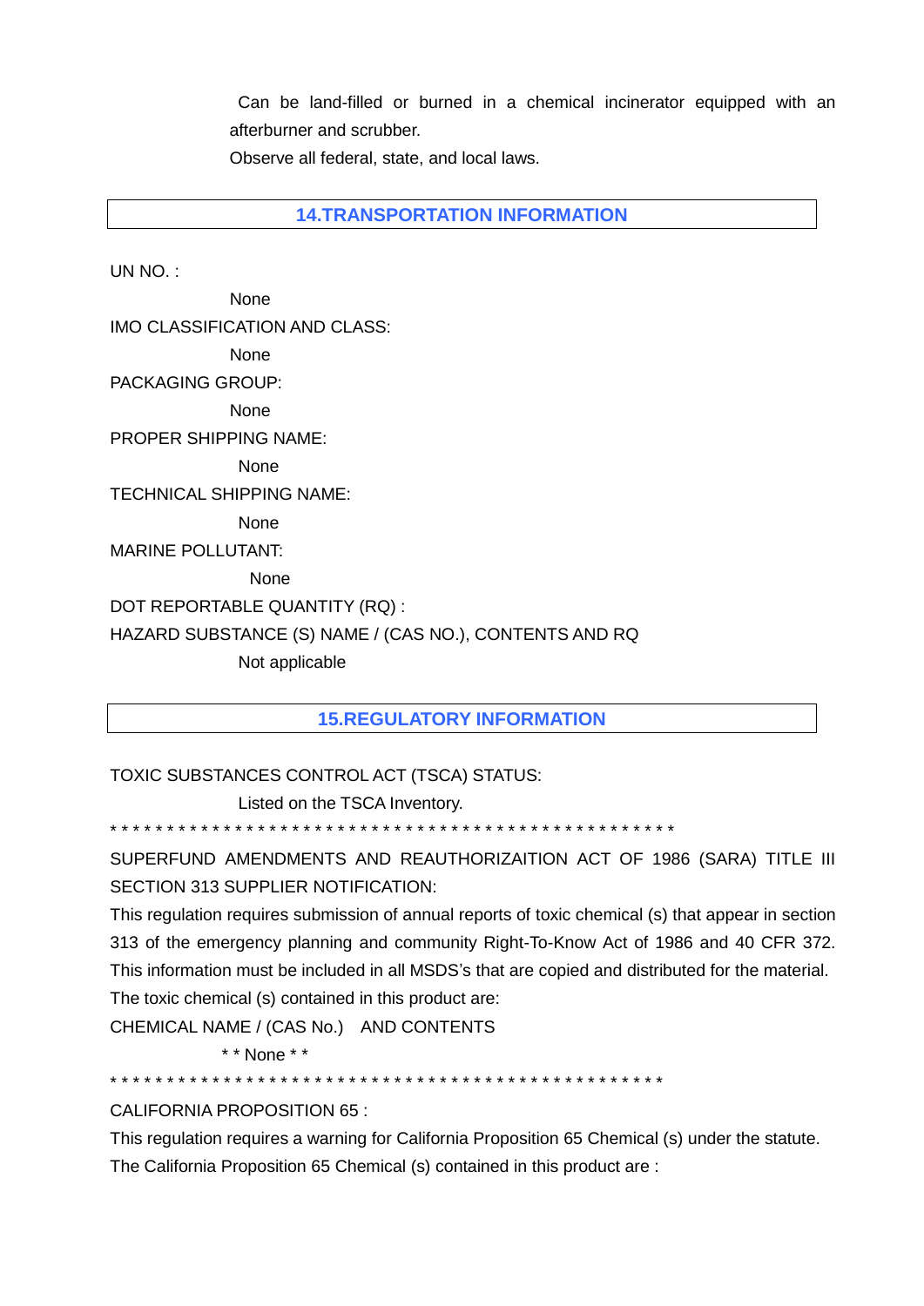Can be land-filled or burned in a chemical incinerator equipped with an afterburner and scrubber.

Observe all federal, state, and local laws.

## 14.TRANSPORTATION INFORMATION

UN NO. :

None

IMO CLASSIFICATION AND CLASS:

None

PACKAGING GROUP:

None

PROPER SHIPPING NAME:

None

TECHNICAL SHIPPING NAME:

None

MARINE POLLUTANT:

None

DOT REPORTABLE QUANTITY (RQ) :

HAZARD SUBSTANCE (S) NAME / (CAS NO.), CONTENTS AND RQ

Not applicable

## 15.REGULATORY INFORMATION

TOXIC SUBSTANCES CONTROL ACT (TSCA) STATUS:

Listed on the TSCA Inventory.

\* \* \* \* \* \* \* \* \* \* \* \* \* \* \* \* \* \* \* \* \* \* \* \* \* \* \* \* \* \* \* \* \* \* \* \* \* \* \* \* \* \* \* \* \* \* \* \* \* \* \*

SUPERFUND AMENDMENTS AND REAUTHORIZAITION ACT OF 1986 (SARA) TITLE III SECTION 313 SUPPLIER NOTIFICATION:

This regulation requires submission of annual reports of toxic chemical (s) that appear in section 313 of the emergency planning and community Right-To-Know Act of 1986 and 40 CFR 372. This information must be included in all MSDS's that are copied and distributed for the material.

The toxic chemical (s) contained in this product are:

CHEMICAL NAME / (CAS No.) AND CONTENTS

\* \* None \* \*

\* \* \* \* \* \* \* \* \* \* \* \* \* \* \* \* \* \* \* \* \* \* \* \* \* \* \* \* \* \* \* \* \* \* \* \* \* \* \* \* \* \* \* \* \* \* \* \* \* \* \*

CALIFORNIA PROPOSITION 65 :

This regulation requires a warning for California Proposition 65 Chemical (s) under the statute.

The California Proposition 65 Chemical (s) contained in this product are :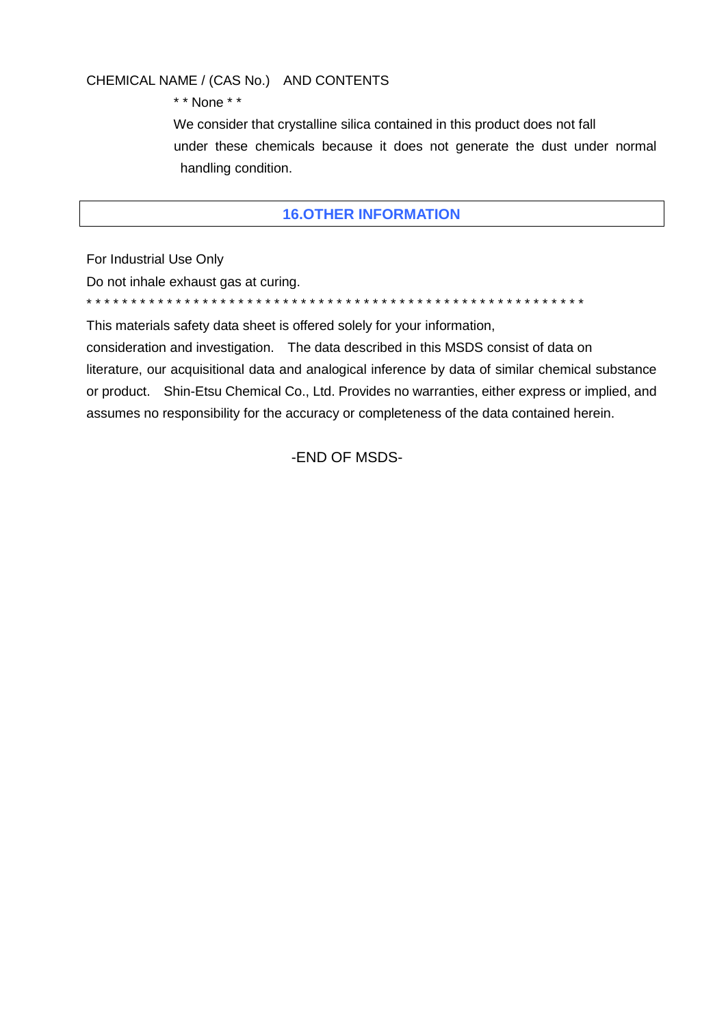CHEMICAL NAME / (CAS No.)　AND CONTENTS

* * None * *

We consider that crystalline silica contained in this product does not fall under these chemicals because it does not generate the dust under normal handling condition.

## 16.OTHER INFORMATION

For Industrial Use Only

Do not inhale exhaust gas at curing.

* * * * * * * * * * * * * * * * * * * * * * * * * * * * * * * * * * * * * * * * * * * * * * * * * * * * * * * * *

This materials safety data sheet is offered solely for your information, consideration and investigation.　The data described in this MSDS consist of data on literature, our acquisitional data and analogical inference by data of similar chemical substance or product.　Shin-Etsu Chemical Co., Ltd. Provides no warranties, either express or implied, and assumes no responsibility for the accuracy or completeness of the data contained herein.

-END OF MSDS-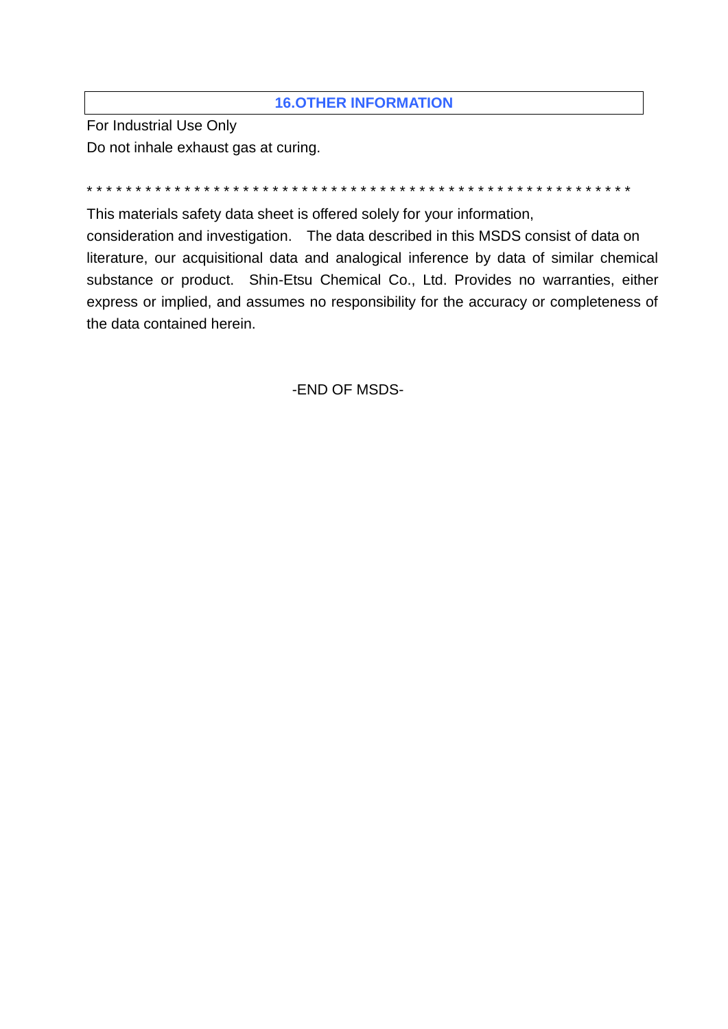## 16.OTHER INFORMATION

For Industrial Use Only

Do not inhale exhaust gas at curing.

* * * * * * * * * * * * * * * * * * * * * * * * * * * * * * * * * * * * * * * * * * * * * * * * * * * * * * * * *

This materials safety data sheet is offered solely for your information, consideration and investigation. The data described in this MSDS consist of data on literature, our acquisitional data and analogical inference by data of similar chemical substance or product. Shin-Etsu Chemical Co., Ltd. Provides no warranties, either express or implied, and assumes no responsibility for the accuracy or completeness of the data contained herein.

-END OF MSDS-